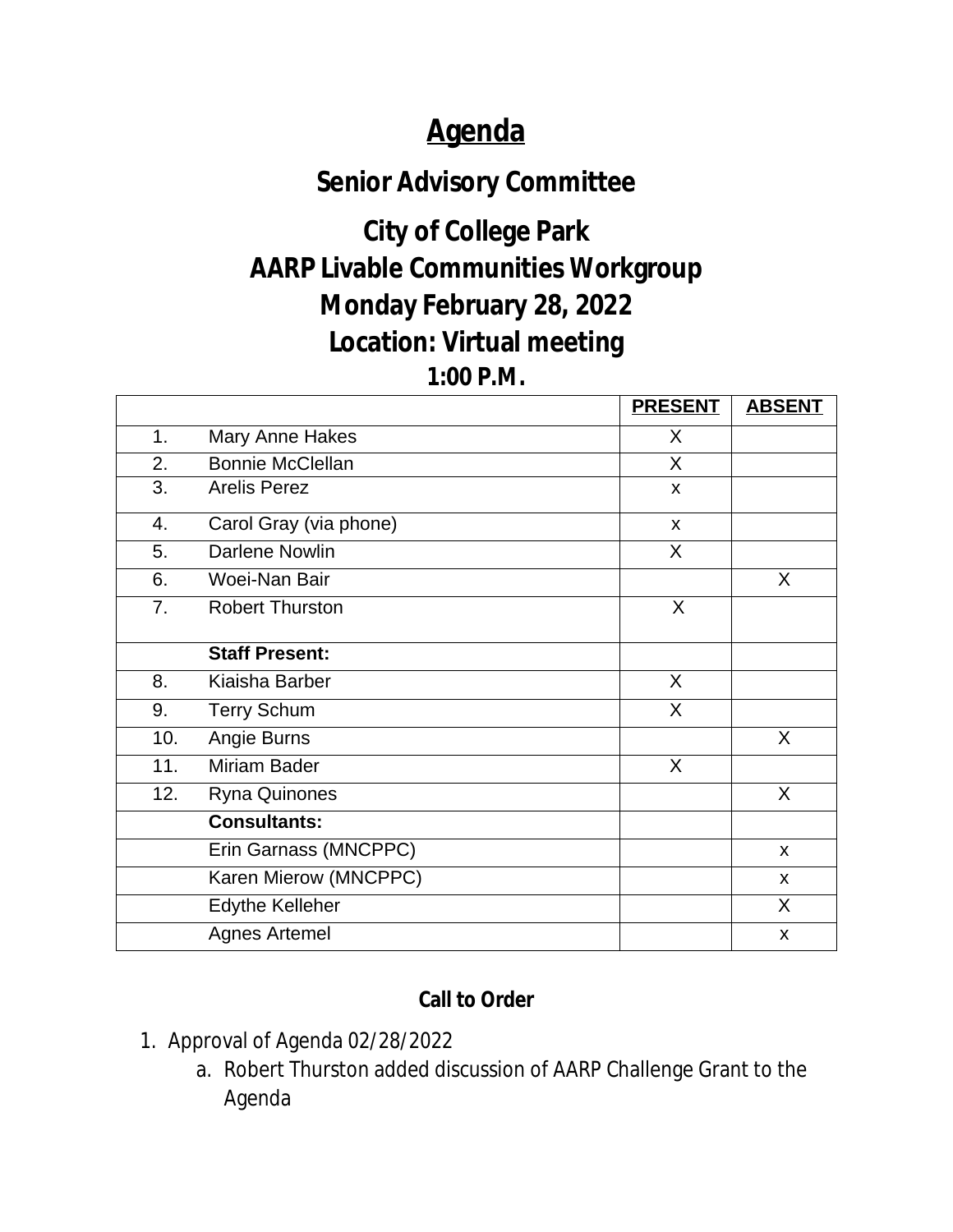# Agenda

## Senior Advisory Committee

## City of College Park
## AARP Livable Communities Workgroup
## Monday February 28, 2022
## Location: Virtual meeting
### 1:00 P.M.

| | | PRESENT | ABSENT |
|---|---|---|---|
| 1. | Mary Anne Hakes | X | |
| 2. | Bonnie McClellan | X | |
| 3. | Arelis Perez | x | |
| 4. | Carol Gray (via phone) | x | |
| 5. | Darlene Nowlin | X | |
| 6. | Woei-Nan Bair | | X |
| 7. | Robert Thurston | X | |
| | **Staff Present:** | | |
| 8. | Kiaisha Barber | X | |
| 9. | Terry Schum | X | |
| 10. | Angie Burns | | X |
| 11. | Miriam Bader | X | |
| 12. | Ryna Quinones | | X |
| | **Consultants:** | | |
| | Erin Garnass (MNCPPC) | | x |
| | Karen Mierow (MNCPPC) | | x |
| | Edythe Kelleher | | X |
| | Agnes Artemel | | x |

**Call to Order**

1. Approval of Agenda 02/28/2022
   a. Robert Thurston added discussion of AARP Challenge Grant to the Agenda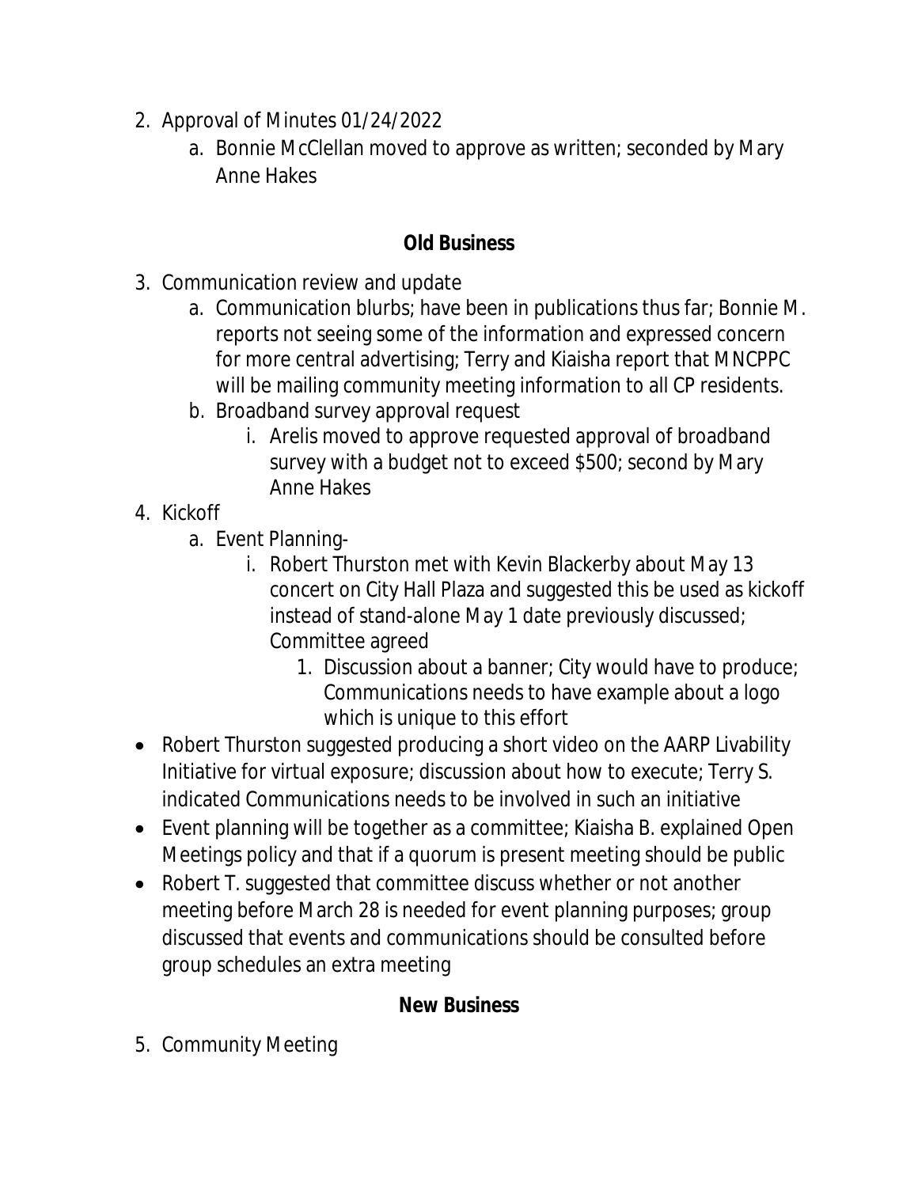2. Approval of Minutes 01/24/2022
    a. Bonnie McClellan moved to approve as written; seconded by Mary Anne Hakes

**Old Business**

3. Communication review and update
    a. Communication blurbs; have been in publications thus far; Bonnie M. reports not seeing some of the information and expressed concern for more central advertising; Terry and Kiaisha report that MNCPPC will be mailing community meeting information to all CP residents.
    b. Broadband survey approval request
        i. Arelis moved to approve requested approval of broadband survey with a budget not to exceed $500; second by Mary Anne Hakes
4. Kickoff
    a. Event Planning-
        i. Robert Thurston met with Kevin Blackerby about May 13 concert on City Hall Plaza and suggested this be used as kickoff instead of stand-alone May 1 date previously discussed; Committee agreed
            1. Discussion about a banner; City would have to produce; Communications needs to have example about a logo which is unique to this effort

- Robert Thurston suggested producing a short video on the AARP Livability Initiative for virtual exposure; discussion about how to execute; Terry S. indicated Communications needs to be involved in such an initiative
- Event planning will be together as a committee; Kiaisha B. explained Open Meetings policy and that if a quorum is present meeting should be public
- Robert T. suggested that committee discuss whether or not another meeting before March 28 is needed for event planning purposes; group discussed that events and communications should be consulted before group schedules an extra meeting

**New Business**

5. Community Meeting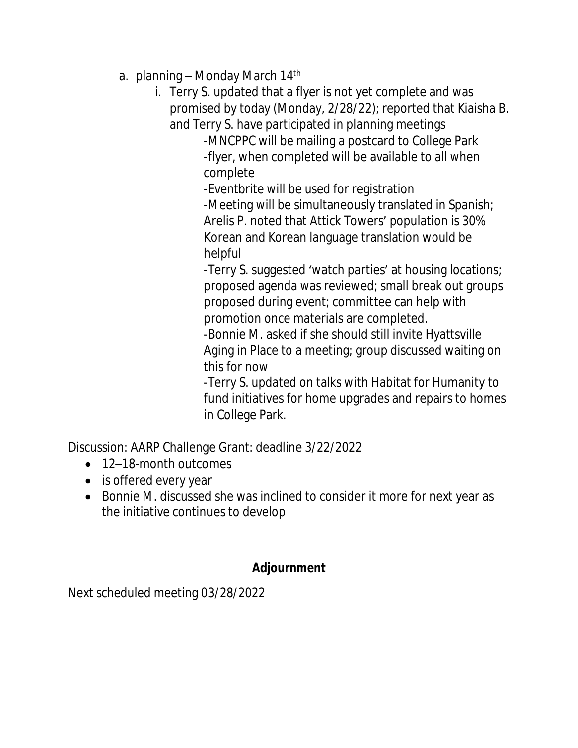a. planning – Monday March 14th

   i. Terry S. updated that a flyer is not yet complete and was promised by today (Monday, 2/28/22); reported that Kiaisha B. and Terry S. have participated in planning meetings

      -MNCPPC will be mailing a postcard to College Park

      -flyer, when completed will be available to all when complete

      -Eventbrite will be used for registration

      -Meeting will be simultaneously translated in Spanish; Arelis P. noted that Attick Towers' population is 30% Korean and Korean language translation would be helpful

      -Terry S. suggested 'watch parties' at housing locations; proposed agenda was reviewed; small break out groups proposed during event; committee can help with promotion once materials are completed.

      -Bonnie M. asked if she should still invite Hyattsville Aging in Place to a meeting; group discussed waiting on this for now

      -Terry S. updated on talks with Habitat for Humanity to fund initiatives for home upgrades and repairs to homes in College Park.

Discussion: AARP Challenge Grant: deadline 3/22/2022

- 12–18-month outcomes
- is offered every year
- Bonnie M. discussed she was inclined to consider it more for next year as the initiative continues to develop

**Adjournment**

Next scheduled meeting 03/28/2022